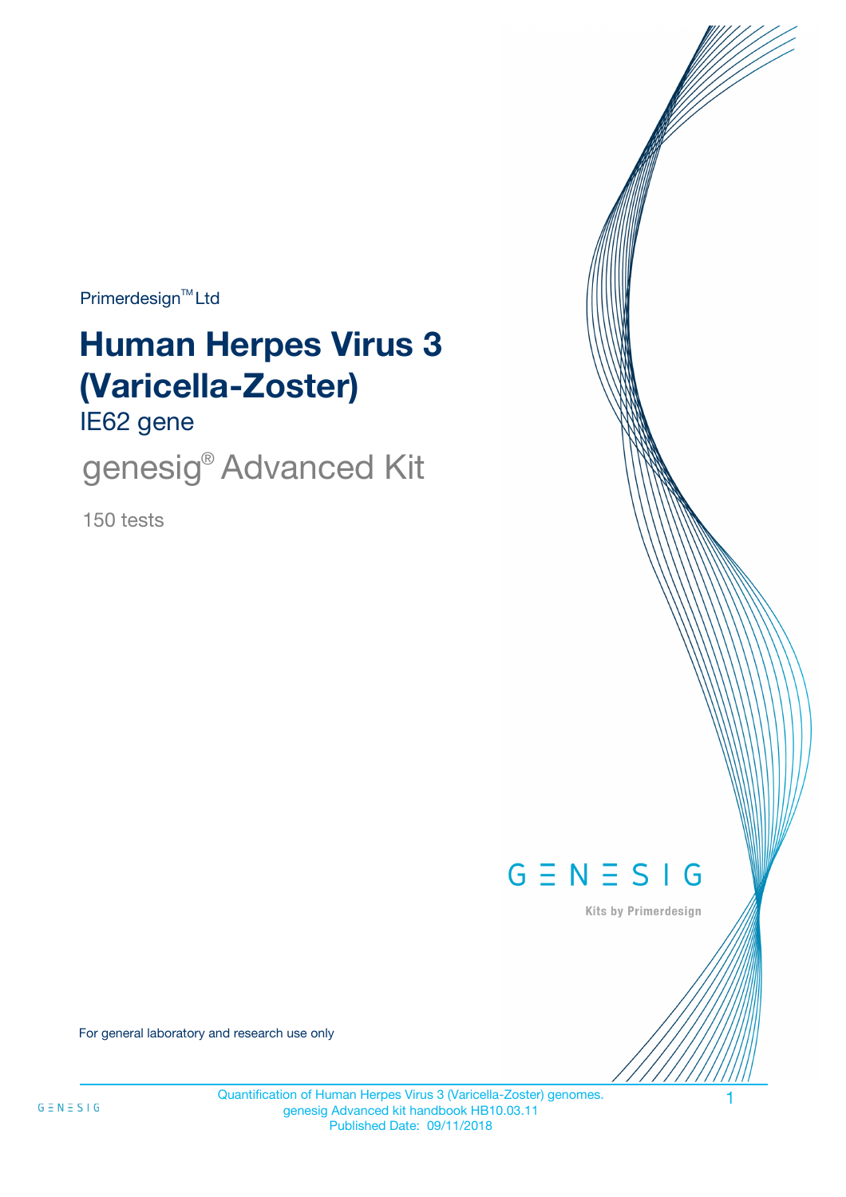Primerdesign™ Ltd

# Human Herpes Virus 3 (Varicella-Zoster)

## IE62 gene

genesig® Advanced Kit

150 tests

G Ξ N Ξ S I G

Kits by Primerdesign

For general laboratory and research use only

Quantification of Human Herpes Virus 3 (Varicella-Zoster) genomes.
genesig Advanced kit handbook HB10.03.11
Published Date: 09/11/2018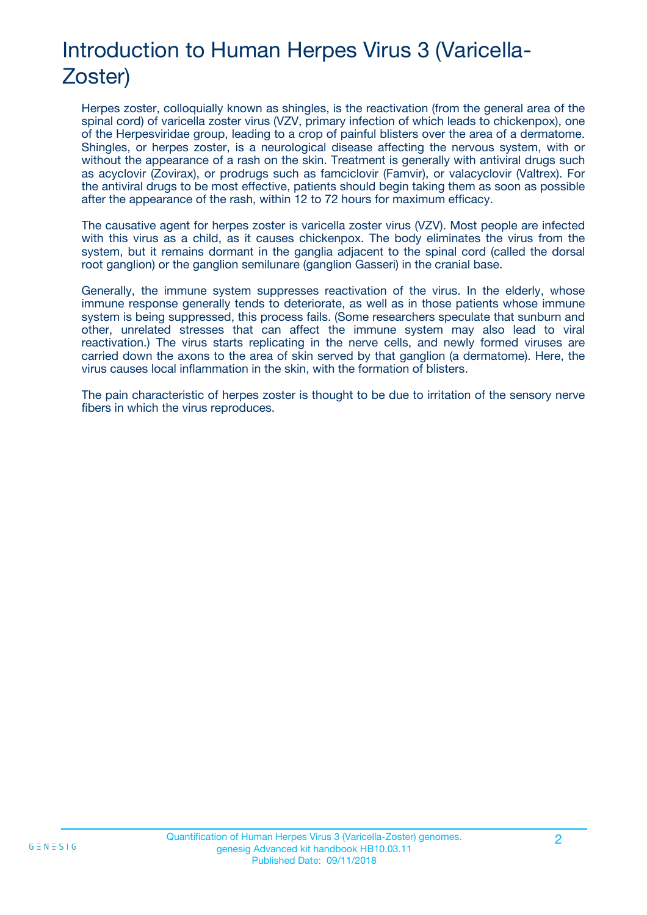# Introduction to Human Herpes Virus 3 (Varicella-Zoster)

Herpes zoster, colloquially known as shingles, is the reactivation (from the general area of the spinal cord) of varicella zoster virus (VZV, primary infection of which leads to chickenpox), one of the Herpesviridae group, leading to a crop of painful blisters over the area of a dermatome. Shingles, or herpes zoster, is a neurological disease affecting the nervous system, with or without the appearance of a rash on the skin. Treatment is generally with antiviral drugs such as acyclovir (Zovirax), or prodrugs such as famciclovir (Famvir), or valacyclovir (Valtrex). For the antiviral drugs to be most effective, patients should begin taking them as soon as possible after the appearance of the rash, within 12 to 72 hours for maximum efficacy.

The causative agent for herpes zoster is varicella zoster virus (VZV). Most people are infected with this virus as a child, as it causes chickenpox. The body eliminates the virus from the system, but it remains dormant in the ganglia adjacent to the spinal cord (called the dorsal root ganglion) or the ganglion semilunare (ganglion Gasseri) in the cranial base.

Generally, the immune system suppresses reactivation of the virus. In the elderly, whose immune response generally tends to deteriorate, as well as in those patients whose immune system is being suppressed, this process fails. (Some researchers speculate that sunburn and other, unrelated stresses that can affect the immune system may also lead to viral reactivation.) The virus starts replicating in the nerve cells, and newly formed viruses are carried down the axons to the area of skin served by that ganglion (a dermatome). Here, the virus causes local inflammation in the skin, with the formation of blisters.

The pain characteristic of herpes zoster is thought to be due to irritation of the sensory nerve fibers in which the virus reproduces.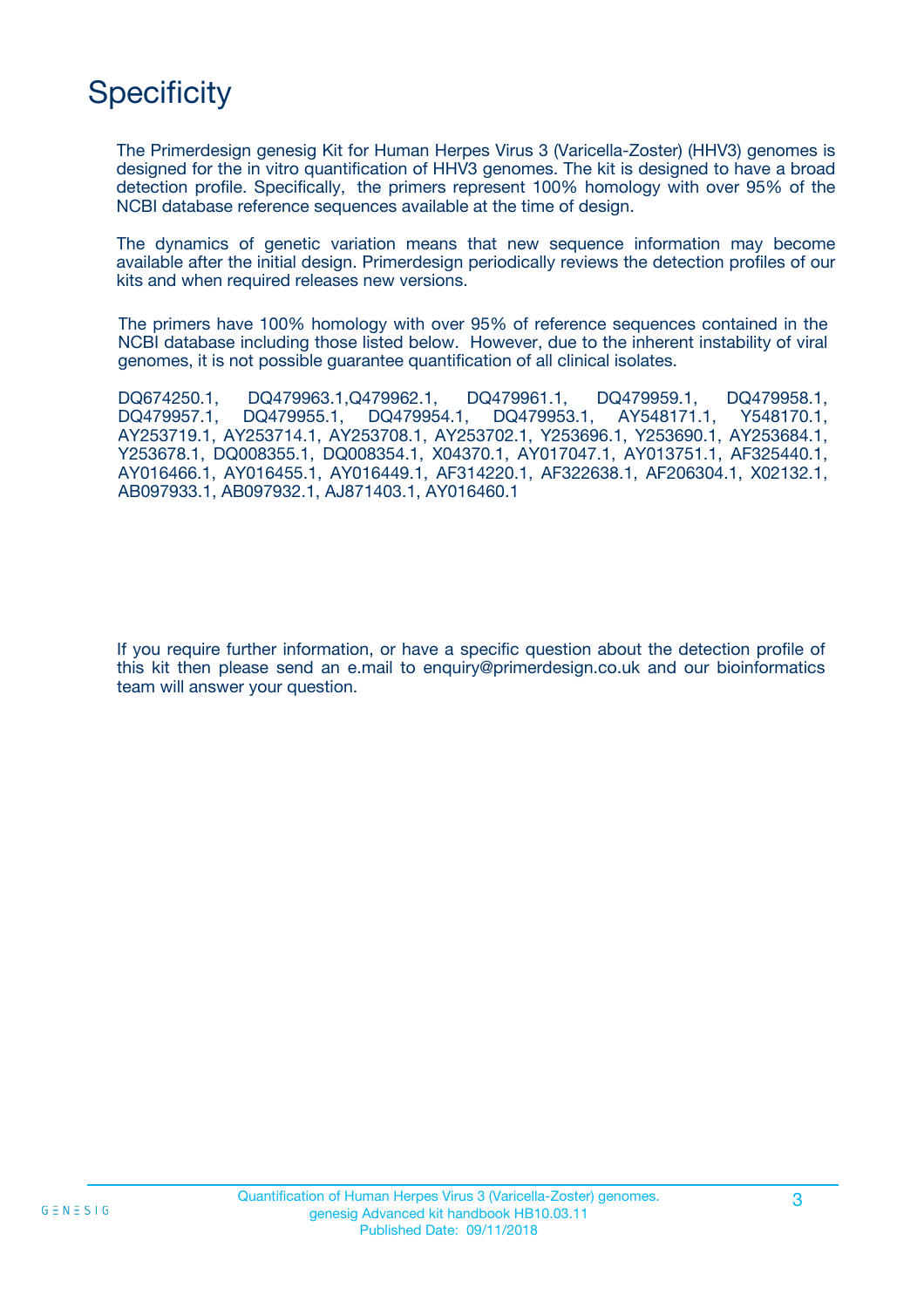# Specificity

The Primerdesign genesig Kit for Human Herpes Virus 3 (Varicella-Zoster) (HHV3) genomes is designed for the in vitro quantification of HHV3 genomes. The kit is designed to have a broad detection profile. Specifically, the primers represent 100% homology with over 95% of the NCBI database reference sequences available at the time of design.

The dynamics of genetic variation means that new sequence information may become available after the initial design. Primerdesign periodically reviews the detection profiles of our kits and when required releases new versions.

The primers have 100% homology with over 95% of reference sequences contained in the NCBI database including those listed below. However, due to the inherent instability of viral genomes, it is not possible guarantee quantification of all clinical isolates.

DQ674250.1, DQ479963.1,Q479962.1, DQ479961.1, DQ479959.1, DQ479958.1, DQ479957.1, DQ479955.1, DQ479954.1, DQ479953.1, AY548171.1, Y548170.1, AY253719.1, AY253714.1, AY253708.1, AY253702.1, Y253696.1, Y253690.1, AY253684.1, Y253678.1, DQ008355.1, DQ008354.1, X04370.1, AY017047.1, AY013751.1, AF325440.1, AY016466.1, AY016455.1, AY016449.1, AF314220.1, AF322638.1, AF206304.1, X02132.1, AB097933.1, AB097932.1, AJ871403.1, AY016460.1

If you require further information, or have a specific question about the detection profile of this kit then please send an e.mail to enquiry@primerdesign.co.uk and our bioinformatics team will answer your question.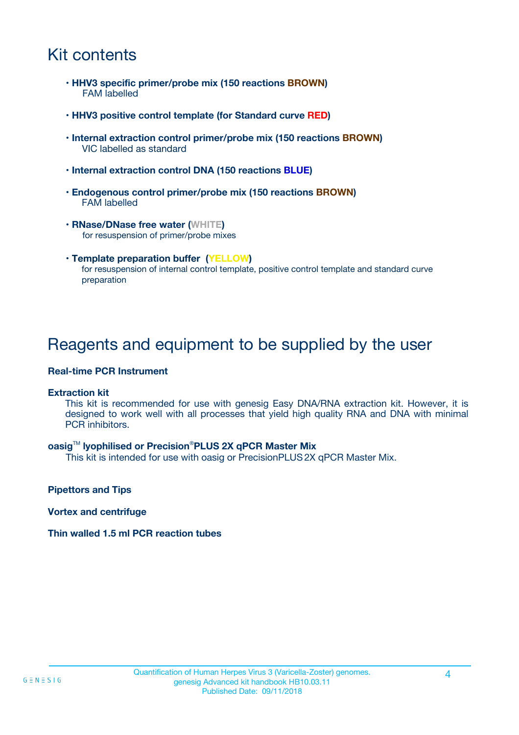# Kit contents

- **HHV3 specific primer/probe mix (150 reactions BROWN)**
  FAM labelled
- **HHV3 positive control template (for Standard curve RED)**
- **Internal extraction control primer/probe mix (150 reactions BROWN)**
  VIC labelled as standard
- **Internal extraction control DNA (150 reactions BLUE)**
- **Endogenous control primer/probe mix (150 reactions BROWN)**
  FAM labelled
- **RNase/DNase free water (WHITE)**
  for resuspension of primer/probe mixes
- **Template preparation buffer (YELLOW)**
  for resuspension of internal control template, positive control template and standard curve preparation

# Reagents and equipment to be supplied by the user

**Real-time PCR Instrument**

**Extraction kit**
This kit is recommended for use with genesig Easy DNA/RNA extraction kit. However, it is designed to work well with all processes that yield high quality RNA and DNA with minimal PCR inhibitors.

**oasig™ lyophilised or Precision®PLUS 2X qPCR Master Mix**
This kit is intended for use with oasig or PrecisionPLUS 2X qPCR Master Mix.

**Pipettors and Tips**

**Vortex and centrifuge**

**Thin walled 1.5 ml PCR reaction tubes**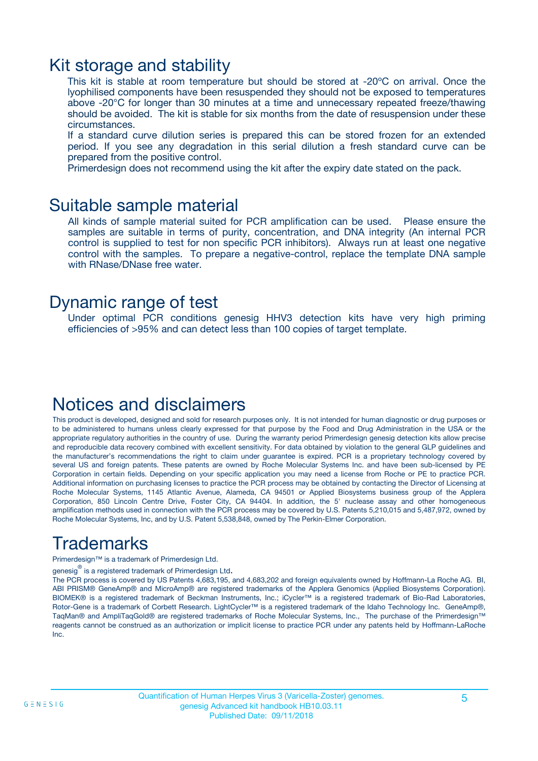## Kit storage and stability

This kit is stable at room temperature but should be stored at -20ºC on arrival. Once the lyophilised components have been resuspended they should not be exposed to temperatures above -20°C for longer than 30 minutes at a time and unnecessary repeated freeze/thawing should be avoided. The kit is stable for six months from the date of resuspension under these circumstances.

If a standard curve dilution series is prepared this can be stored frozen for an extended period. If you see any degradation in this serial dilution a fresh standard curve can be prepared from the positive control.

Primerdesign does not recommend using the kit after the expiry date stated on the pack.

## Suitable sample material

All kinds of sample material suited for PCR amplification can be used. Please ensure the samples are suitable in terms of purity, concentration, and DNA integrity (An internal PCR control is supplied to test for non specific PCR inhibitors). Always run at least one negative control with the samples. To prepare a negative-control, replace the template DNA sample with RNase/DNase free water.

## Dynamic range of test

Under optimal PCR conditions genesig HHV3 detection kits have very high priming efficiencies of >95% and can detect less than 100 copies of target template.

## Notices and disclaimers

This product is developed, designed and sold for research purposes only. It is not intended for human diagnostic or drug purposes or to be administered to humans unless clearly expressed for that purpose by the Food and Drug Administration in the USA or the appropriate regulatory authorities in the country of use. During the warranty period Primerdesign genesig detection kits allow precise and reproducible data recovery combined with excellent sensitivity. For data obtained by violation to the general GLP guidelines and the manufacturer's recommendations the right to claim under guarantee is expired. PCR is a proprietary technology covered by several US and foreign patents. These patents are owned by Roche Molecular Systems Inc. and have been sub-licensed by PE Corporation in certain fields. Depending on your specific application you may need a license from Roche or PE to practice PCR. Additional information on purchasing licenses to practice the PCR process may be obtained by contacting the Director of Licensing at Roche Molecular Systems, 1145 Atlantic Avenue, Alameda, CA 94501 or Applied Biosystems business group of the Applera Corporation, 850 Lincoln Centre Drive, Foster City, CA 94404. In addition, the 5' nuclease assay and other homogeneous amplification methods used in connection with the PCR process may be covered by U.S. Patents 5,210,015 and 5,487,972, owned by Roche Molecular Systems, Inc, and by U.S. Patent 5,538,848, owned by The Perkin-Elmer Corporation.

## Trademarks

Primerdesign™ is a trademark of Primerdesign Ltd.

genesig® is a registered trademark of Primerdesign Ltd.

The PCR process is covered by US Patents 4,683,195, and 4,683,202 and foreign equivalents owned by Hoffmann-La Roche AG. BI, ABI PRISM® GeneAmp® and MicroAmp® are registered trademarks of the Applera Genomics (Applied Biosystems Corporation). BIOMEK® is a registered trademark of Beckman Instruments, Inc.; iCycler™ is a registered trademark of Bio-Rad Laboratories, Rotor-Gene is a trademark of Corbett Research. LightCycler™ is a registered trademark of the Idaho Technology Inc. GeneAmp®, TaqMan® and AmpliTaqGold® are registered trademarks of Roche Molecular Systems, Inc., The purchase of the Primerdesign™ reagents cannot be construed as an authorization or implicit license to practice PCR under any patents held by Hoffmann-LaRoche Inc.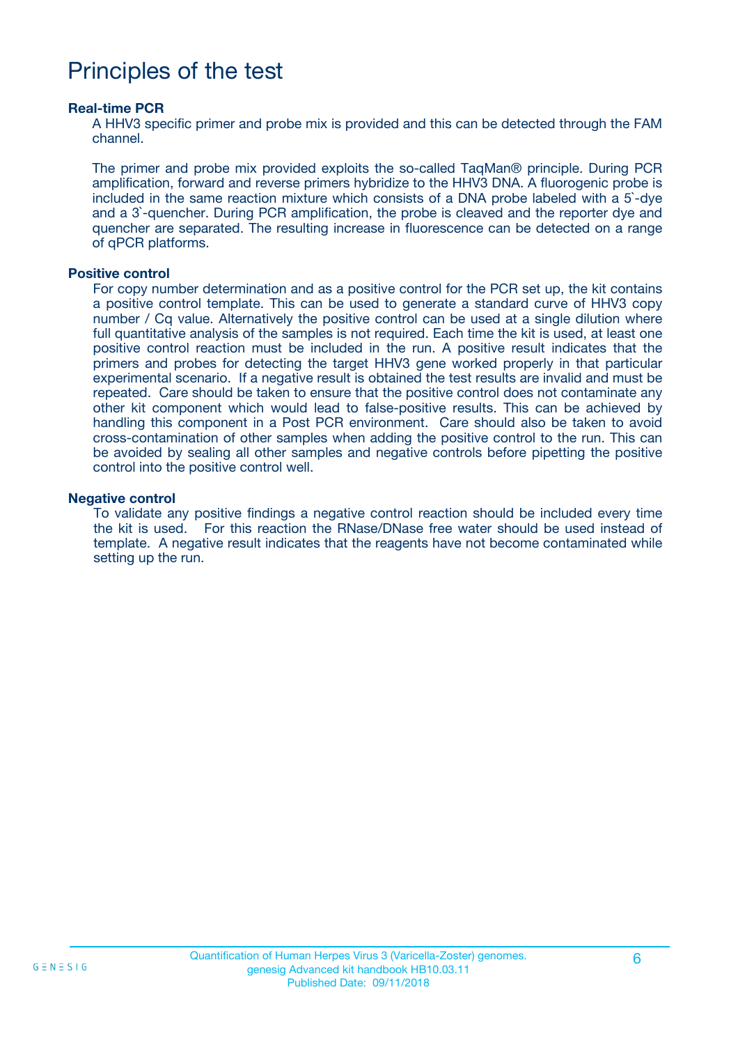# Principles of the test

### Real-time PCR

A HHV3 specific primer and probe mix is provided and this can be detected through the FAM channel.

The primer and probe mix provided exploits the so-called TaqMan® principle. During PCR amplification, forward and reverse primers hybridize to the HHV3 DNA. A fluorogenic probe is included in the same reaction mixture which consists of a DNA probe labeled with a 5`-dye and a 3`-quencher. During PCR amplification, the probe is cleaved and the reporter dye and quencher are separated. The resulting increase in fluorescence can be detected on a range of qPCR platforms.

### Positive control

For copy number determination and as a positive control for the PCR set up, the kit contains a positive control template. This can be used to generate a standard curve of HHV3 copy number / Cq value. Alternatively the positive control can be used at a single dilution where full quantitative analysis of the samples is not required. Each time the kit is used, at least one positive control reaction must be included in the run. A positive result indicates that the primers and probes for detecting the target HHV3 gene worked properly in that particular experimental scenario. If a negative result is obtained the test results are invalid and must be repeated. Care should be taken to ensure that the positive control does not contaminate any other kit component which would lead to false-positive results. This can be achieved by handling this component in a Post PCR environment. Care should also be taken to avoid cross-contamination of other samples when adding the positive control to the run. This can be avoided by sealing all other samples and negative controls before pipetting the positive control into the positive control well.

### Negative control

To validate any positive findings a negative control reaction should be included every time the kit is used. For this reaction the RNase/DNase free water should be used instead of template. A negative result indicates that the reagents have not become contaminated while setting up the run.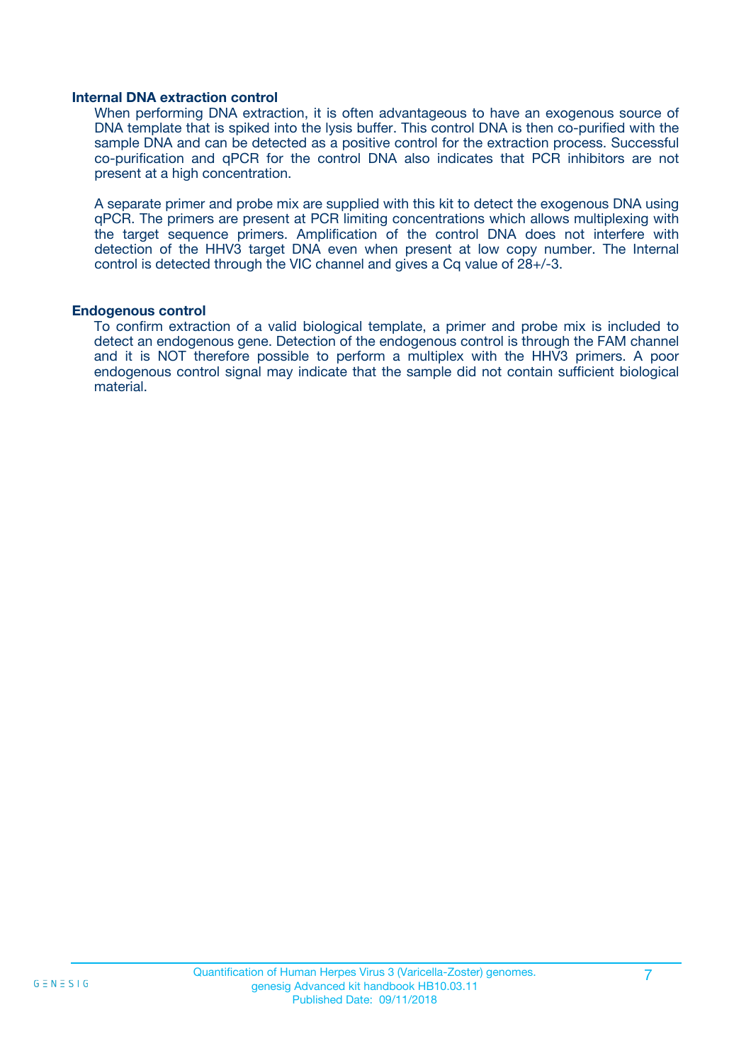### Internal DNA extraction control

When performing DNA extraction, it is often advantageous to have an exogenous source of DNA template that is spiked into the lysis buffer. This control DNA is then co-purified with the sample DNA and can be detected as a positive control for the extraction process. Successful co-purification and qPCR for the control DNA also indicates that PCR inhibitors are not present at a high concentration.

A separate primer and probe mix are supplied with this kit to detect the exogenous DNA using qPCR. The primers are present at PCR limiting concentrations which allows multiplexing with the target sequence primers. Amplification of the control DNA does not interfere with detection of the HHV3 target DNA even when present at low copy number. The Internal control is detected through the VIC channel and gives a Cq value of 28+/-3.

### Endogenous control

To confirm extraction of a valid biological template, a primer and probe mix is included to detect an endogenous gene. Detection of the endogenous control is through the FAM channel and it is NOT therefore possible to perform a multiplex with the HHV3 primers. A poor endogenous control signal may indicate that the sample did not contain sufficient biological material.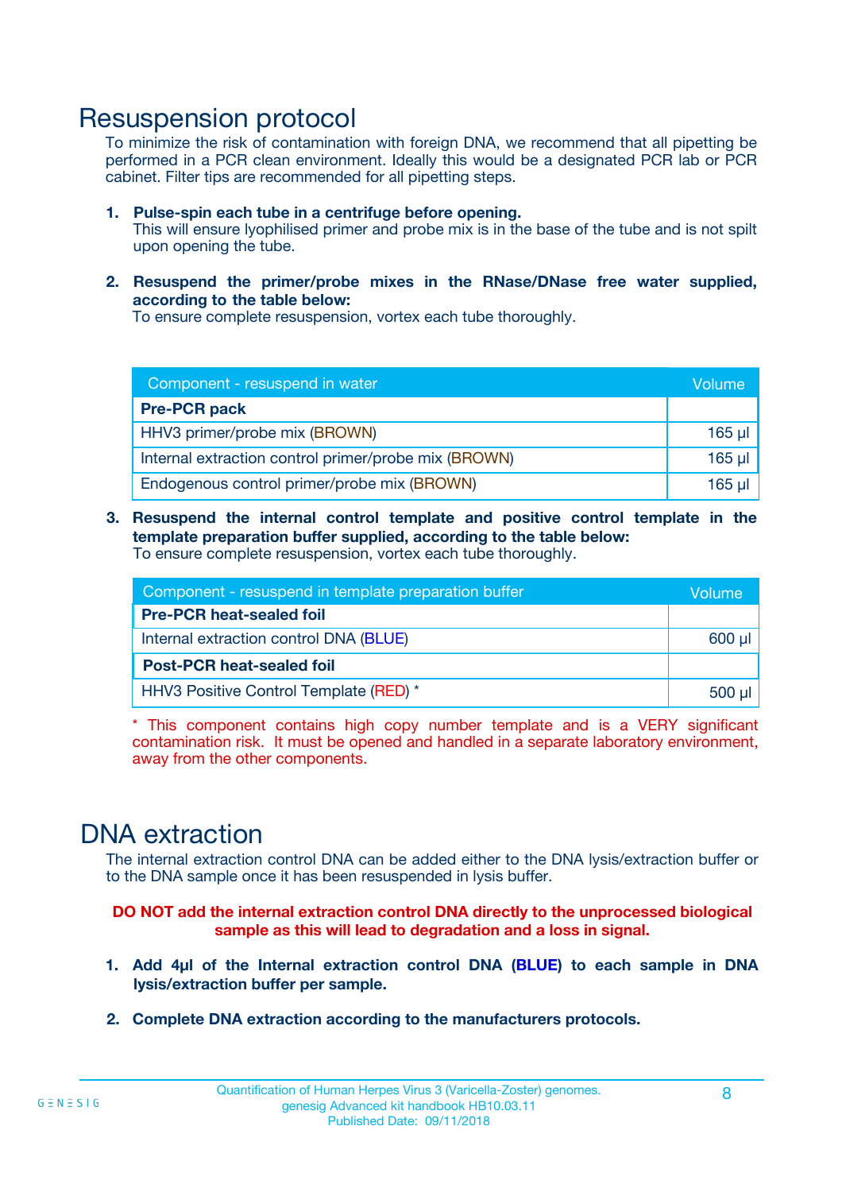# Resuspension protocol

To minimize the risk of contamination with foreign DNA, we recommend that all pipetting be performed in a PCR clean environment. Ideally this would be a designated PCR lab or PCR cabinet. Filter tips are recommended for all pipetting steps.

1. **Pulse-spin each tube in a centrifuge before opening.**
   This will ensure lyophilised primer and probe mix is in the base of the tube and is not spilt upon opening the tube.

2. **Resuspend the primer/probe mixes in the RNase/DNase free water supplied, according to the table below:**
   To ensure complete resuspension, vortex each tube thoroughly.

| Component - resuspend in water | Volume |
|---|---|
| **Pre-PCR pack** | |
| HHV3 primer/probe mix (BROWN) | 165 µl |
| Internal extraction control primer/probe mix (BROWN) | 165 µl |
| Endogenous control primer/probe mix (BROWN) | 165 µl |

3. **Resuspend the internal control template and positive control template in the template preparation buffer supplied, according to the table below:**
   To ensure complete resuspension, vortex each tube thoroughly.

| Component - resuspend in template preparation buffer | Volume |
|---|---|
| **Pre-PCR heat-sealed foil** | |
| Internal extraction control DNA (BLUE) | 600 µl |
| **Post-PCR heat-sealed foil** | |
| HHV3 Positive Control Template (RED) * | 500 µl |

* This component contains high copy number template and is a VERY significant contamination risk. It must be opened and handled in a separate laboratory environment, away from the other components.

# DNA extraction

The internal extraction control DNA can be added either to the DNA lysis/extraction buffer or to the DNA sample once it has been resuspended in lysis buffer.

**DO NOT add the internal extraction control DNA directly to the unprocessed biological sample as this will lead to degradation and a loss in signal.**

1. **Add 4µl of the Internal extraction control DNA (BLUE) to each sample in DNA lysis/extraction buffer per sample.**

2. **Complete DNA extraction according to the manufacturers protocols.**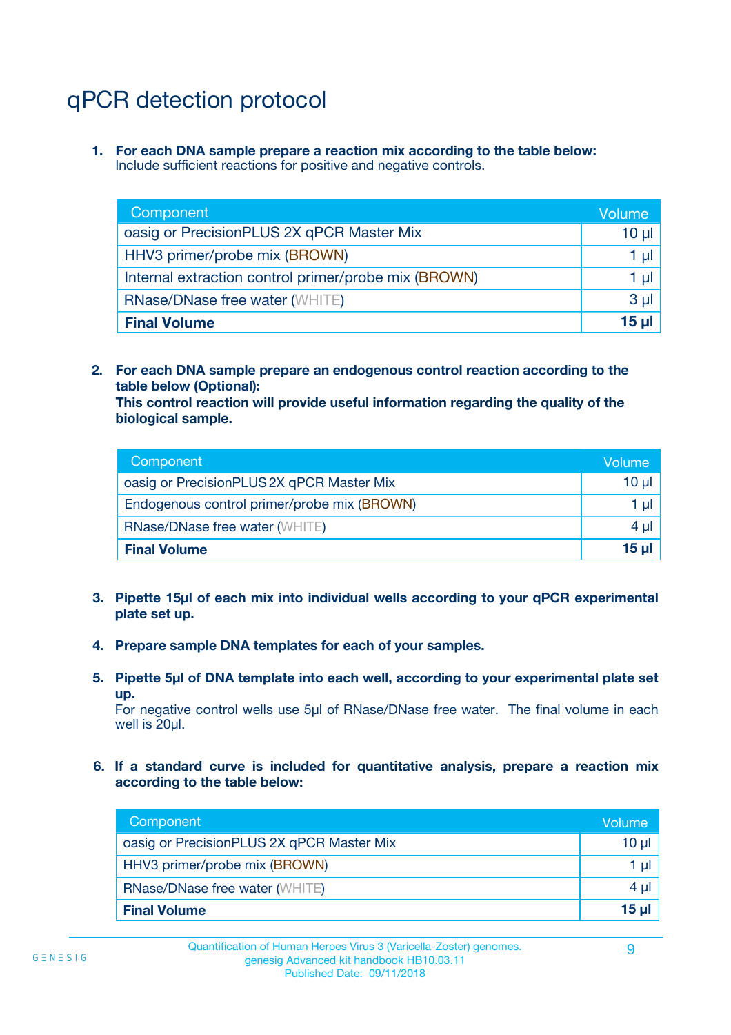# qPCR detection protocol

1. **For each DNA sample prepare a reaction mix according to the table below:**
   Include sufficient reactions for positive and negative controls.

| Component | Volume |
|---|---|
| oasig or PrecisionPLUS 2X qPCR Master Mix | 10 µl |
| HHV3 primer/probe mix (BROWN) | 1 µl |
| Internal extraction control primer/probe mix (BROWN) | 1 µl |
| RNase/DNase free water (WHITE) | 3 µl |
| **Final Volume** | **15 µl** |

2. **For each DNA sample prepare an endogenous control reaction according to the table below (Optional):**
   **This control reaction will provide useful information regarding the quality of the biological sample.**

| Component | Volume |
|---|---|
| oasig or PrecisionPLUS 2X qPCR Master Mix | 10 µl |
| Endogenous control primer/probe mix (BROWN) | 1 µl |
| RNase/DNase free water (WHITE) | 4 µl |
| **Final Volume** | **15 µl** |

3. **Pipette 15µl of each mix into individual wells according to your qPCR experimental plate set up.**

4. **Prepare sample DNA templates for each of your samples.**

5. **Pipette 5µl of DNA template into each well, according to your experimental plate set up.**
   For negative control wells use 5µl of RNase/DNase free water. The final volume in each well is 20µl.

6. **If a standard curve is included for quantitative analysis, prepare a reaction mix according to the table below:**

| Component | Volume |
|---|---|
| oasig or PrecisionPLUS 2X qPCR Master Mix | 10 µl |
| HHV3 primer/probe mix (BROWN) | 1 µl |
| RNase/DNase free water (WHITE) | 4 µl |
| **Final Volume** | **15 µl** |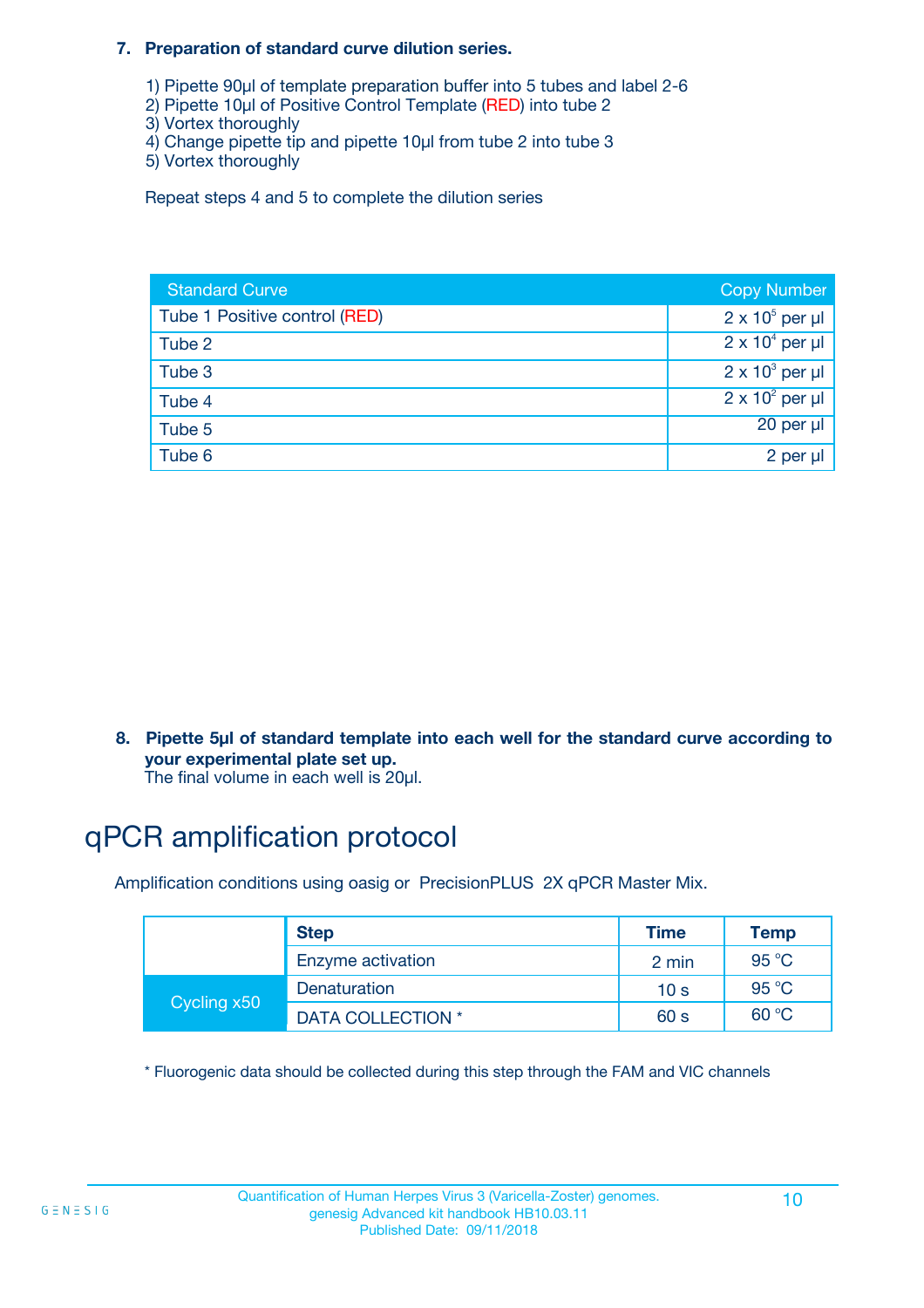7. **Preparation of standard curve dilution series.**

   1) Pipette 90µl of template preparation buffer into 5 tubes and label 2-6
   2) Pipette 10µl of Positive Control Template (RED) into tube 2
   3) Vortex thoroughly
   4) Change pipette tip and pipette 10µl from tube 2 into tube 3
   5) Vortex thoroughly

   Repeat steps 4 and 5 to complete the dilution series

| Standard Curve | Copy Number |
|---|---|
| Tube 1 Positive control (RED) | $2 \times 10^5$ per µl |
| Tube 2 | $2 \times 10^4$ per µl |
| Tube 3 | $2 \times 10^3$ per µl |
| Tube 4 | $2 \times 10^2$ per µl |
| Tube 5 | 20 per µl |
| Tube 6 | 2 per µl |

8. **Pipette 5µl of standard template into each well for the standard curve according to your experimental plate set up.**
   The final volume in each well is 20µl.

# qPCR amplification protocol

Amplification conditions using oasig or PrecisionPLUS 2X qPCR Master Mix.

| | Step | Time | Temp |
|---|---|---|---|
| | Enzyme activation | 2 min | 95 °C |
| Cycling x50 | Denaturation | 10 s | 95 °C |
| | DATA COLLECTION * | 60 s | 60 °C |

* Fluorogenic data should be collected during this step through the FAM and VIC channels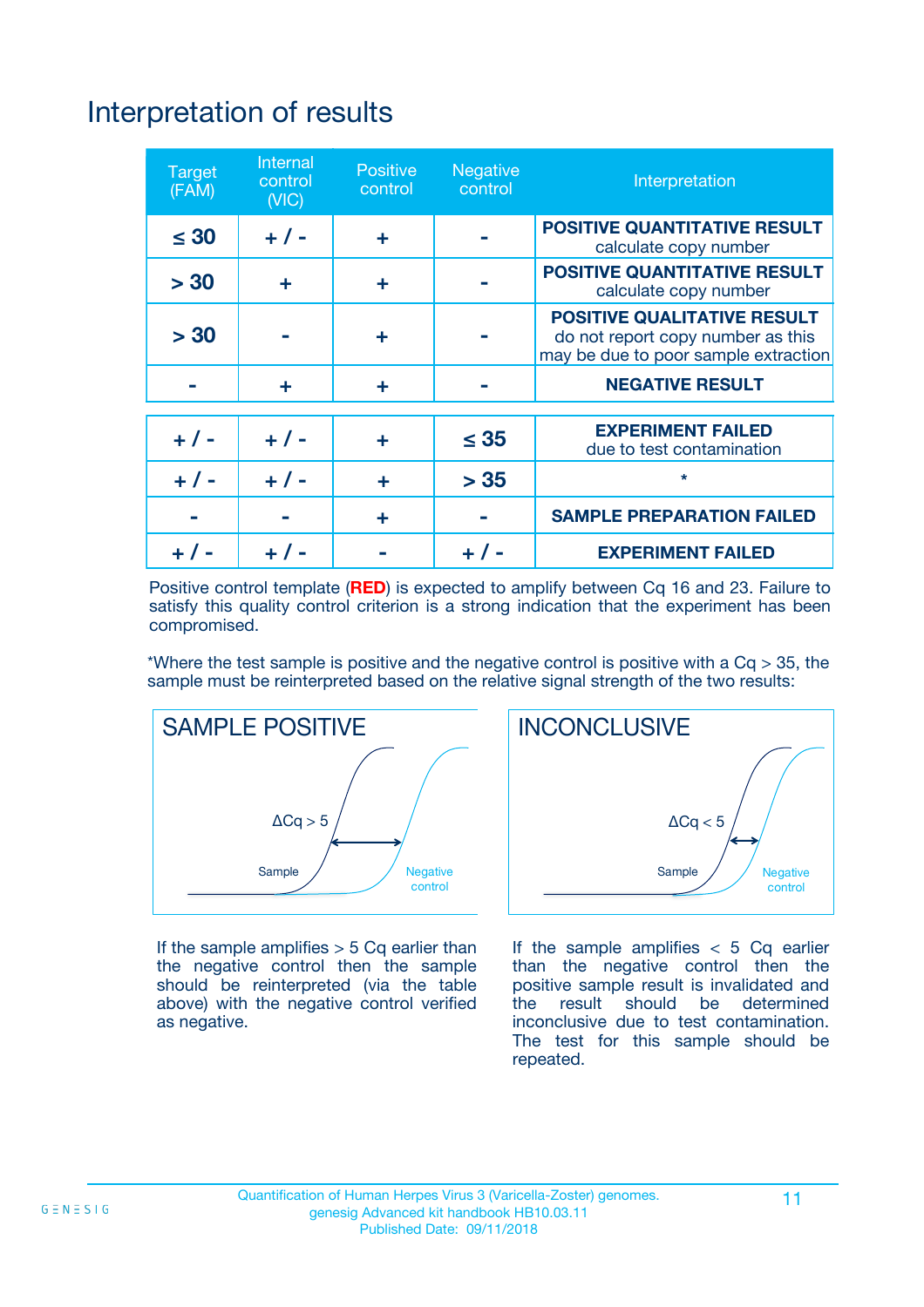# Interpretation of results

| Target (FAM) | Internal control (VIC) | Positive control | Negative control | Interpretation |
|---|---|---|---|---|
| ≤ 30 | + / - | + | - | **POSITIVE QUANTITATIVE RESULT** calculate copy number |
| > 30 | + | + | - | **POSITIVE QUANTITATIVE RESULT** calculate copy number |
| > 30 | - | + | - | **POSITIVE QUALITATIVE RESULT** do not report copy number as this may be due to poor sample extraction |
| - | + | + | - | **NEGATIVE RESULT** |
| + / - | + / - | + | ≤ 35 | **EXPERIMENT FAILED** due to test contamination |
| + / - | + / - | + | > 35 | * |
| - | - | + | - | **SAMPLE PREPARATION FAILED** |
| + / - | + / - | - | + / - | **EXPERIMENT FAILED** |

Positive control template (**RED**) is expected to amplify between Cq 16 and 23. Failure to satisfy this quality control criterion is a strong indication that the experiment has been compromised.

*Where the test sample is positive and the negative control is positive with a Cq > 35, the sample must be reinterpreted based on the relative signal strength of the two results:

## SAMPLE POSITIVE

ΔCq > 5

Sample

Negative control

If the sample amplifies > 5 Cq earlier than the negative control then the sample should be reinterpreted (via the table above) with the negative control verified as negative.

## INCONCLUSIVE

ΔCq < 5

Sample

Negative control

If the sample amplifies < 5 Cq earlier than the negative control then the positive sample result is invalidated and the result should be determined inconclusive due to test contamination. The test for this sample should be repeated.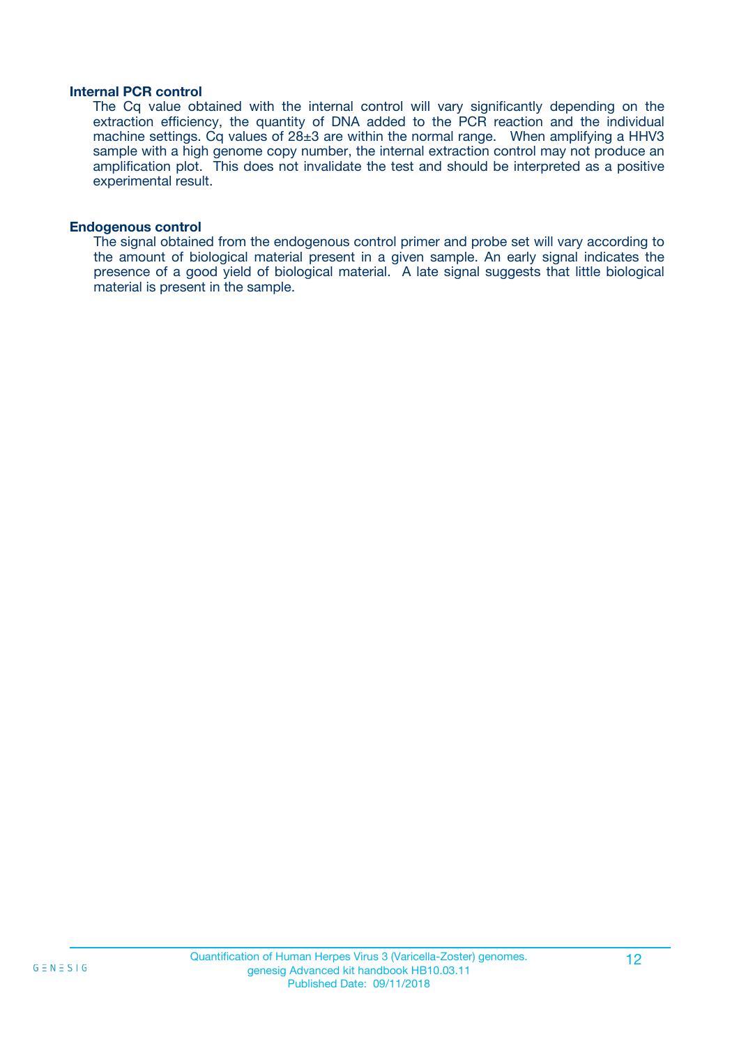**Internal PCR control**

The Cq value obtained with the internal control will vary significantly depending on the extraction efficiency, the quantity of DNA added to the PCR reaction and the individual machine settings. Cq values of 28±3 are within the normal range. When amplifying a HHV3 sample with a high genome copy number, the internal extraction control may not produce an amplification plot. This does not invalidate the test and should be interpreted as a positive experimental result.

**Endogenous control**

The signal obtained from the endogenous control primer and probe set will vary according to the amount of biological material present in a given sample. An early signal indicates the presence of a good yield of biological material. A late signal suggests that little biological material is present in the sample.